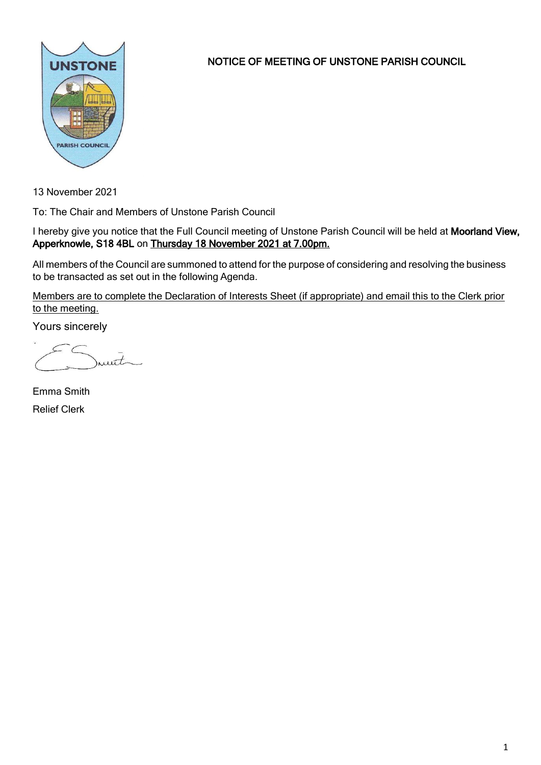# NOTICE OF MEETING OF UNSTONE PARISH COUNCIL

13 November 2021

To: The Chair and Members of Unstone Parish Council

I hereby give you notice that the Full Council meeting of Unstone Parish Council will be held at **Moorland View, Apperknowle, S18 4BL** on **Thursday 18 November 2021 at 7.00pm.**

All members of the Council are summoned to attend for the purpose of considering and resolving the business to be transacted as set out in the following Agenda.

Members are to complete the Declaration of Interests Sheet (if appropriate) and email this to the Clerk prior to the meeting.

Yours sincerely

Emma Smith

Relief Clerk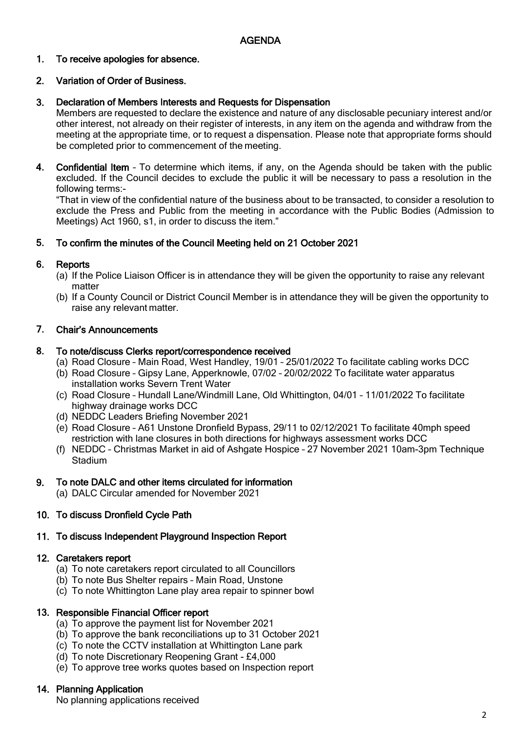# AGENDA

1. **To receive apologies for absence.**

2. **Variation of Order of Business.**

3. **Declaration of Members Interests and Requests for Dispensation**
   Members are requested to declare the existence and nature of any disclosable pecuniary interest and/or other interest, not already on their register of interests, in any item on the agenda and withdraw from the meeting at the appropriate time, or to request a dispensation. Please note that appropriate forms should be completed prior to commencement of the meeting.

4. **Confidential Item** – To determine which items, if any, on the Agenda should be taken with the public excluded. If the Council decides to exclude the public it will be necessary to pass a resolution in the following terms:-
   "That in view of the confidential nature of the business about to be transacted, to consider a resolution to exclude the Press and Public from the meeting in accordance with the Public Bodies (Admission to Meetings) Act 1960, s1, in order to discuss the item."

5. **To confirm the minutes of the Council Meeting held on 21 October 2021**

6. **Reports**
   (a) If the Police Liaison Officer is in attendance they will be given the opportunity to raise any relevant matter
   (b) If a County Council or District Council Member is in attendance they will be given the opportunity to raise any relevant matter.

7. **Chair's Announcements**

8. **To note/discuss Clerks report/correspondence received**
   (a) Road Closure – Main Road, West Handley, 19/01 – 25/01/2022 To facilitate cabling works DCC
   (b) Road Closure – Gipsy Lane, Apperknowle, 07/02 – 20/02/2022 To facilitate water apparatus installation works Severn Trent Water
   (c) Road Closure – Hundall Lane/Windmill Lane, Old Whittington, 04/01 – 11/01/2022 To facilitate highway drainage works DCC
   (d) NEDDC Leaders Briefing November 2021
   (e) Road Closure – A61 Unstone Dronfield Bypass, 29/11 to 02/12/2021 To facilitate 40mph speed restriction with lane closures in both directions for highways assessment works DCC
   (f) NEDDC – Christmas Market in aid of Ashgate Hospice – 27 November 2021 10am-3pm Technique Stadium

9. **To note DALC and other items circulated for information**
   (a) DALC Circular amended for November 2021

10. **To discuss Dronfield Cycle Path**

11. **To discuss Independent Playground Inspection Report**

12. **Caretakers report**
    (a) To note caretakers report circulated to all Councillors
    (b) To note Bus Shelter repairs – Main Road, Unstone
    (c) To note Whittington Lane play area repair to spinner bowl

13. **Responsible Financial Officer report**
    (a) To approve the payment list for November 2021
    (b) To approve the bank reconciliations up to 31 October 2021
    (c) To note the CCTV installation at Whittington Lane park
    (d) To note Discretionary Reopening Grant - £4,000
    (e) To approve tree works quotes based on Inspection report

14. **Planning Application**
    No planning applications received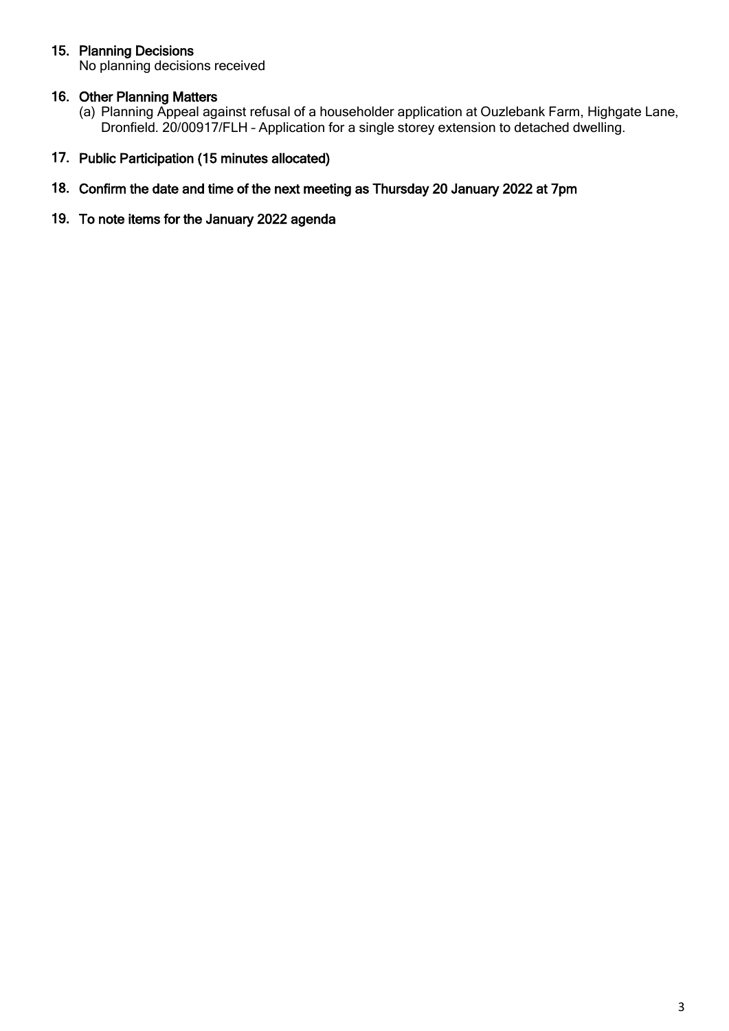15. **Planning Decisions**
    No planning decisions received

16. **Other Planning Matters**
    (a) Planning Appeal against refusal of a householder application at Ouzlebank Farm, Highgate Lane, Dronfield. 20/00917/FLH – Application for a single storey extension to detached dwelling.

17. **Public Participation (15 minutes allocated)**

18. **Confirm the date and time of the next meeting as Thursday 20 January 2022 at 7pm**

19. **To note items for the January 2022 agenda**